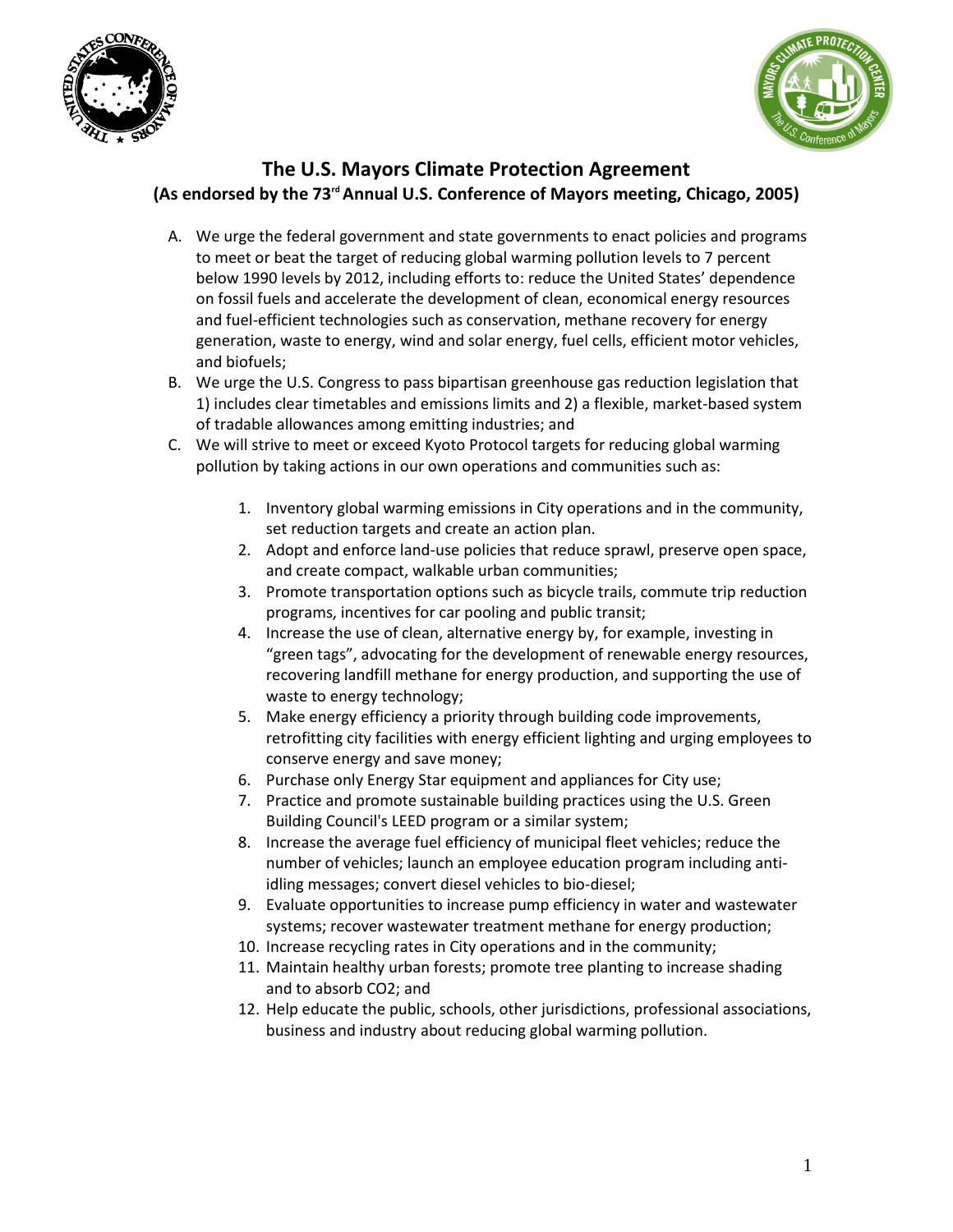# The U.S. Mayors Climate Protection Agreement

## (As endorsed by the 73rd Annual U.S. Conference of Mayors meeting, Chicago, 2005)

A. We urge the federal government and state governments to enact policies and programs to meet or beat the target of reducing global warming pollution levels to 7 percent below 1990 levels by 2012, including efforts to: reduce the United States' dependence on fossil fuels and accelerate the development of clean, economical energy resources and fuel-efficient technologies such as conservation, methane recovery for energy generation, waste to energy, wind and solar energy, fuel cells, efficient motor vehicles, and biofuels;

B. We urge the U.S. Congress to pass bipartisan greenhouse gas reduction legislation that 1) includes clear timetables and emissions limits and 2) a flexible, market-based system of tradable allowances among emitting industries; and

C. We will strive to meet or exceed Kyoto Protocol targets for reducing global warming pollution by taking actions in our own operations and communities such as:

   1. Inventory global warming emissions in City operations and in the community, set reduction targets and create an action plan.
   2. Adopt and enforce land-use policies that reduce sprawl, preserve open space, and create compact, walkable urban communities;
   3. Promote transportation options such as bicycle trails, commute trip reduction programs, incentives for car pooling and public transit;
   4. Increase the use of clean, alternative energy by, for example, investing in "green tags", advocating for the development of renewable energy resources, recovering landfill methane for energy production, and supporting the use of waste to energy technology;
   5. Make energy efficiency a priority through building code improvements, retrofitting city facilities with energy efficient lighting and urging employees to conserve energy and save money;
   6. Purchase only Energy Star equipment and appliances for City use;
   7. Practice and promote sustainable building practices using the U.S. Green Building Council's LEED program or a similar system;
   8. Increase the average fuel efficiency of municipal fleet vehicles; reduce the number of vehicles; launch an employee education program including anti-idling messages; convert diesel vehicles to bio-diesel;
   9. Evaluate opportunities to increase pump efficiency in water and wastewater systems; recover wastewater treatment methane for energy production;
   10. Increase recycling rates in City operations and in the community;
   11. Maintain healthy urban forests; promote tree planting to increase shading and to absorb $CO_2$; and
   12. Help educate the public, schools, other jurisdictions, professional associations, business and industry about reducing global warming pollution.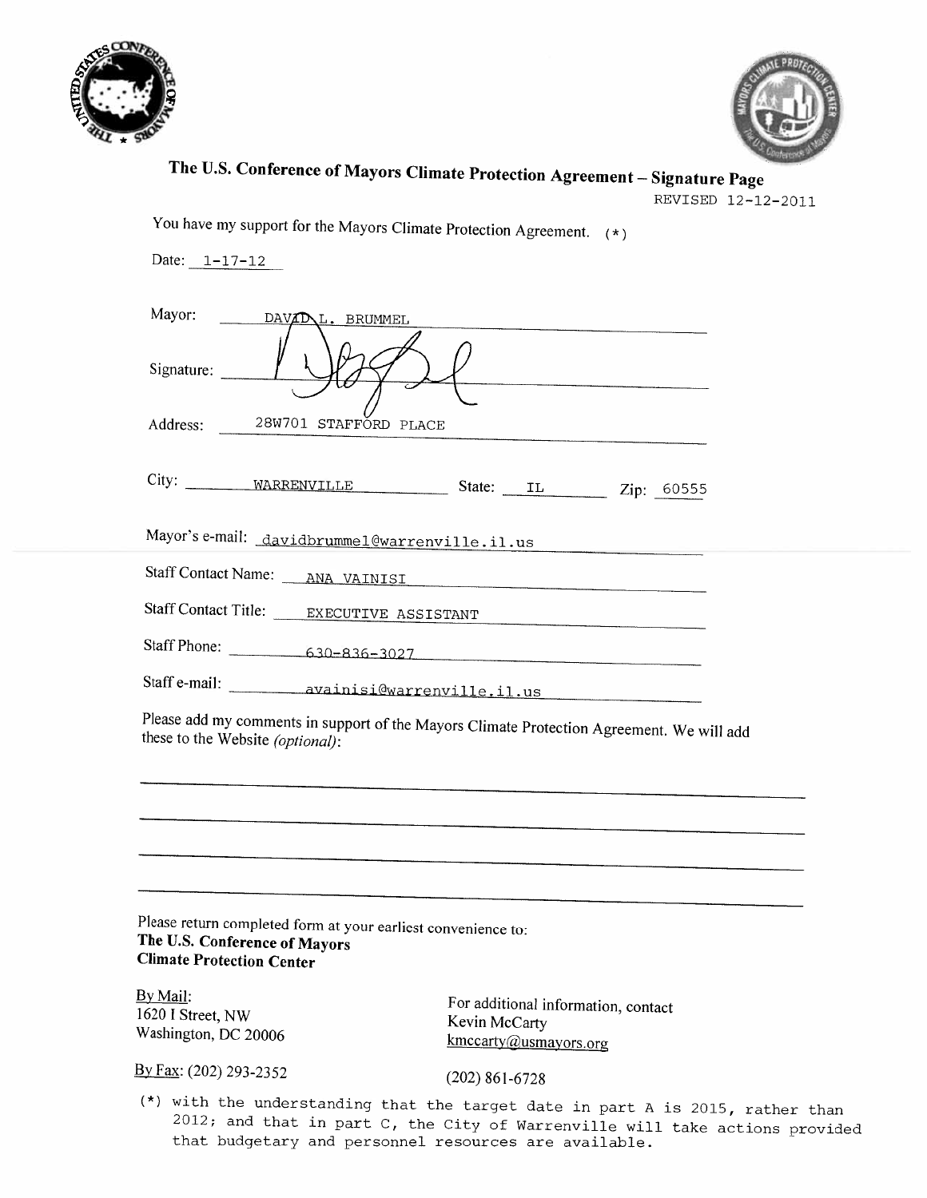# The U.S. Conference of Mayors Climate Protection Agreement – Signature Page

REVISED 12-12-2011

You have my support for the Mayors Climate Protection Agreement. (*)

Date: 1-17-12

Mayor: DAVID L. BRUMMEL

Signature:

Address: 28W701 STAFFORD PLACE

City: WARRENVILLE State: IL Zip: 60555

Mayor's e-mail: davidbrummel@warrenville.il.us

Staff Contact Name: ANA VAINISI

Staff Contact Title: EXECUTIVE ASSISTANT

Staff Phone: 630-836-3027

Staff e-mail: avainisi@warrenville.il.us

Please add my comments in support of the Mayors Climate Protection Agreement. We will add these to the Website *(optional)*:

Please return completed form at your earliest convenience to:
**The U.S. Conference of Mayors**
**Climate Protection Center**

By Mail:
1620 I Street, NW
Washington, DC 20006

By Fax: (202) 293-2352

For additional information, contact
Kevin McCarty
kmccarty@usmayors.org
(202) 861-6728

(*) with the understanding that the target date in part A is 2015, rather than 2012; and that in part C, the City of Warrenville will take actions provided that budgetary and personnel resources are available.